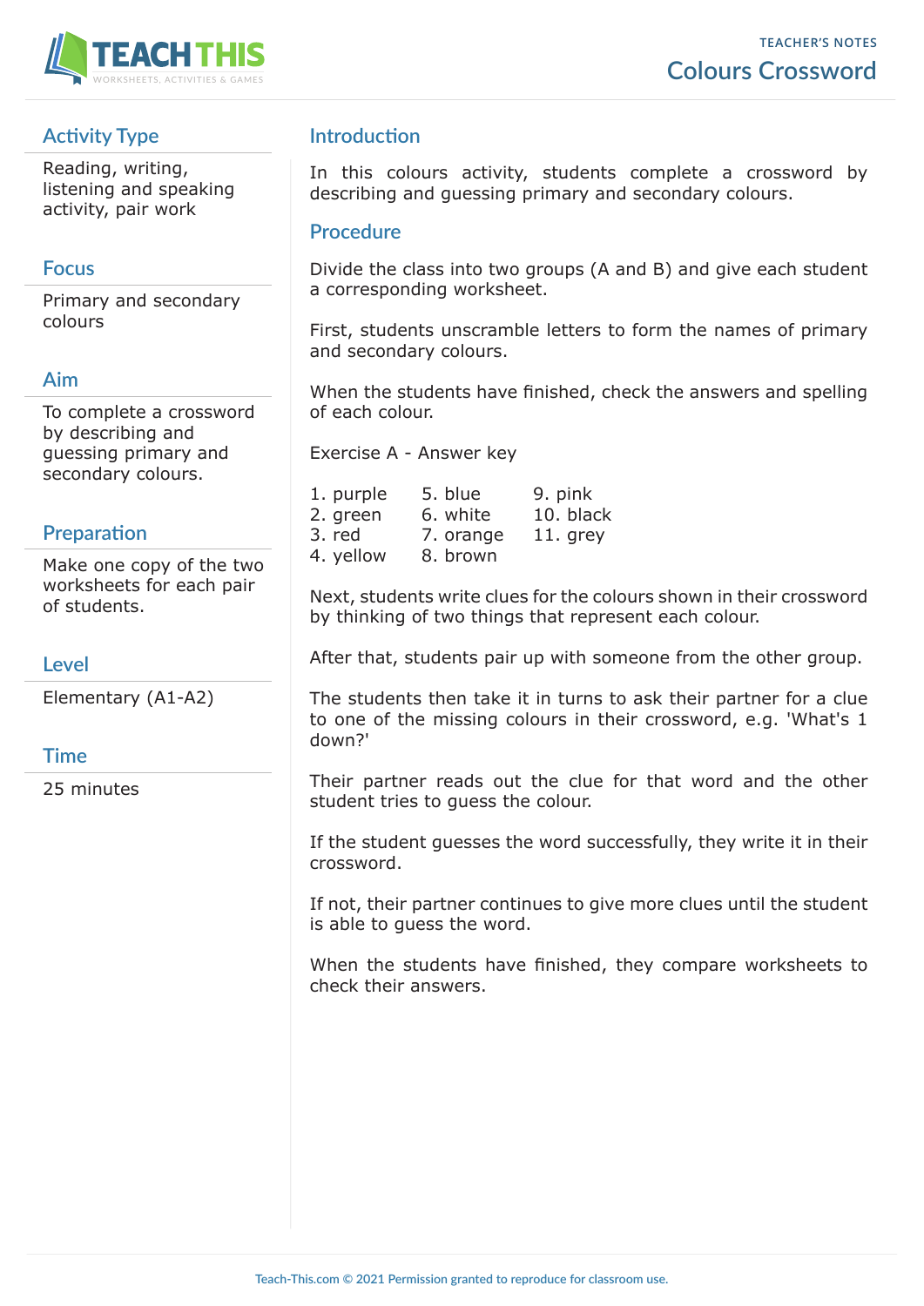TEACHER'S NOTES

# Colours Crossword

## Activity Type

Reading, writing, listening and speaking activity, pair work

## Focus

Primary and secondary colours

## Aim

To complete a crossword by describing and guessing primary and secondary colours.

## Preparation

Make one copy of the two worksheets for each pair of students.

## Level

Elementary (A1-A2)

## Time

25 minutes

## Introduction

In this colours activity, students complete a crossword by describing and guessing primary and secondary colours.

## Procedure

Divide the class into two groups (A and B) and give each student a corresponding worksheet.

First, students unscramble letters to form the names of primary and secondary colours.

When the students have finished, check the answers and spelling of each colour.

Exercise A - Answer key

1. purple
2. green
3. red
4. yellow
5. blue
6. white
7. orange
8. brown
9. pink
10. black
11. grey

Next, students write clues for the colours shown in their crossword by thinking of two things that represent each colour.

After that, students pair up with someone from the other group.

The students then take it in turns to ask their partner for a clue to one of the missing colours in their crossword, e.g. 'What's 1 down?'

Their partner reads out the clue for that word and the other student tries to guess the colour.

If the student guesses the word successfully, they write it in their crossword.

If not, their partner continues to give more clues until the student is able to guess the word.

When the students have finished, they compare worksheets to check their answers.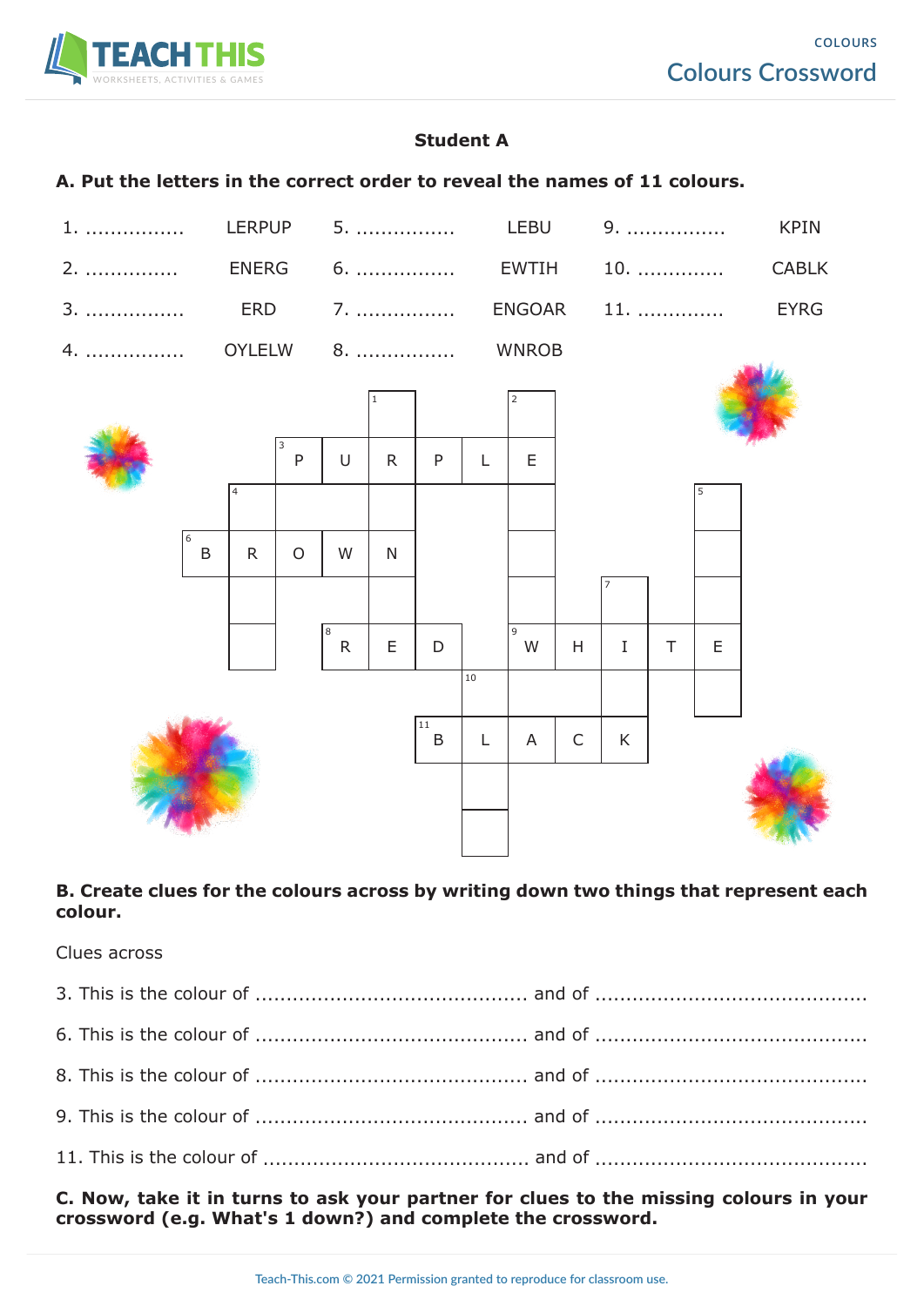### Student A

**A. Put the letters in the correct order to reveal the names of 11 colours.**

| | | | | | |
|---|---|---|---|---|---|
| 1. ................ | LERPUP | 5. ................ | LEBU | 9. ................ | KPIN |
| 2. ............... | ENERG | 6. ................ | EWTIH | 10. .............. | CABLK |
| 3. ................ | ERD | 7. ................ | ENGOAR | 11. .............. | EYRG |
| 4. ................ | OYLELW | 8. ................ | WNROB | | |

**B. Create clues for the colours across by writing down two things that represent each colour.**

Clues across

3. This is the colour of .......................................... and of ..........................................

6. This is the colour of .......................................... and of ..........................................

8. This is the colour of .......................................... and of ..........................................

9. This is the colour of .......................................... and of ..........................................

11. This is the colour of .......................................... and of ..........................................

**C. Now, take it in turns to ask your partner for clues to the missing colours in your crossword (e.g. What's 1 down?) and complete the crossword.**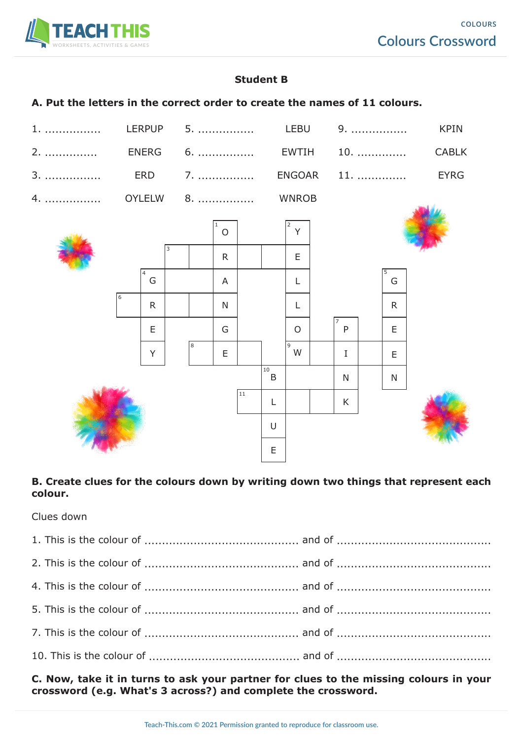**Student B**

**A. Put the letters in the correct order to create the names of 11 colours.**

| | | | | | |
|---|---|---|---|---|---|
| 1. ................ | LERPUP | 5. ................ | LEBU | 9. ................ | KPIN |
| 2. ............... | ENERG | 6. ................ | EWTIH | 10. .............. | CABLK |
| 3. ................ | ERD | 7. ................ | ENGOAR | 11. .............. | EYRG |
| 4. ................ | OYLELW | 8. ................ | WNROB | | |

1 O R A N G E
2 Y E L L O W
3
4 G R E Y
5 G R E E N
6
7 P I N K
8
9 W
10 B L U E
11

**B. Create clues for the colours down by writing down two things that represent each colour.**

Clues down

1. This is the colour of ........................................... and of ...........................................

2. This is the colour of ........................................... and of ...........................................

4. This is the colour of ........................................... and of ...........................................

5. This is the colour of ........................................... and of ...........................................

7. This is the colour of ........................................... and of ...........................................

10. This is the colour of .......................................... and of ...........................................

**C. Now, take it in turns to ask your partner for clues to the missing colours in your crossword (e.g. What's 3 across?) and complete the crossword.**